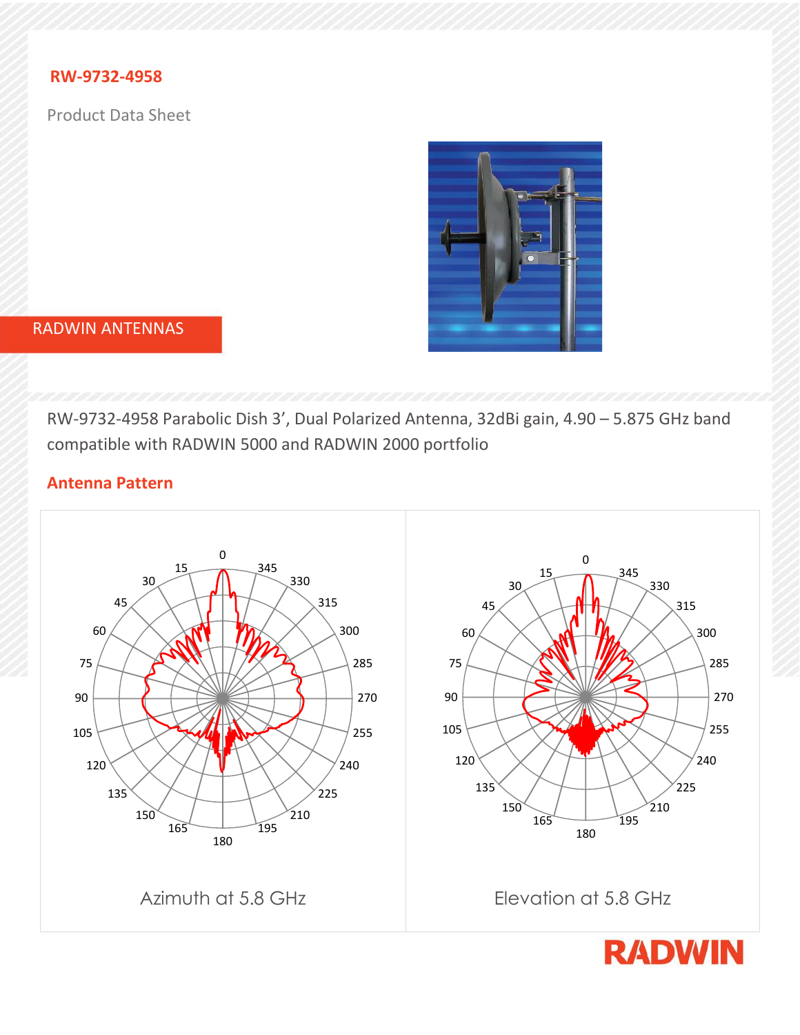# RW-9732-4958

Product Data Sheet

RADWIN ANTENNAS

RW-9732-4958 Parabolic Dish 3’, Dual Polarized Antenna, 32dBi gain, 4.90 – 5.875 GHz band compatible with RADWIN 5000 and RADWIN 2000 portfolio

## Antenna Pattern

Azimuth at 5.8 GHz

Elevation at 5.8 GHz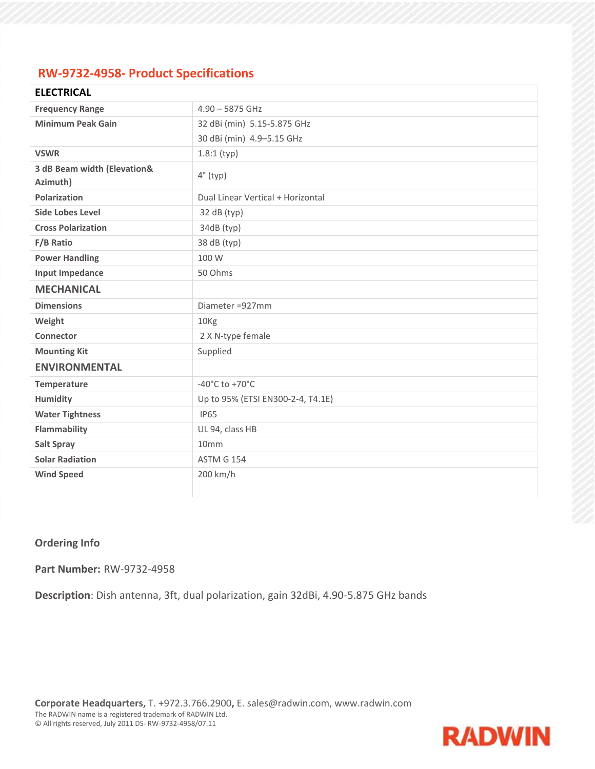## RW-9732-4958- Product Specifications

| | |
|---|---|
| **ELECTRICAL** | |
| **Frequency Range** | 4.90 – 5875 GHz |
| **Minimum Peak Gain** | 32 dBi (min) 5.15-5.875 GHz<br>30 dBi (min) 4.9–5.15 GHz |
| **VSWR** | 1.8:1 (typ) |
| **3 dB Beam width (Elevation& Azimuth)** | 4° (typ) |
| **Polarization** | Dual Linear Vertical + Horizontal |
| **Side Lobes Level** | 32 dB (typ) |
| **Cross Polarization** | 34dB (typ) |
| **F/B Ratio** | 38 dB (typ) |
| **Power Handling** | 100 W |
| **Input Impedance** | 50 Ohms |
| **MECHANICAL** | |
| **Dimensions** | Diameter =927mm |
| **Weight** | 10Kg |
| **Connector** | 2 X N-type female |
| **Mounting Kit** | Supplied |
| **ENVIRONMENTAL** | |
| **Temperature** | -40°C to +70°C |
| **Humidity** | Up to 95% (ETSI EN300-2-4, T4.1E) |
| **Water Tightness** | IP65 |
| **Flammability** | UL 94, class HB |
| **Salt Spray** | 10mm |
| **Solar Radiation** | ASTM G 154 |
| **Wind Speed** | 200 km/h |

### Ordering Info

**Part Number:** RW-9732-4958

**Description**: Dish antenna, 3ft, dual polarization, gain 32dBi, 4.90-5.875 GHz bands

**Corporate Headquarters,** T. +972.3.766.2900**,** E. sales@radwin.com, www.radwin.com

The RADWIN name is a registered trademark of RADWIN Ltd.

© All rights reserved, July 2011 DS- RW-9732-4958/07.11

RADWIN